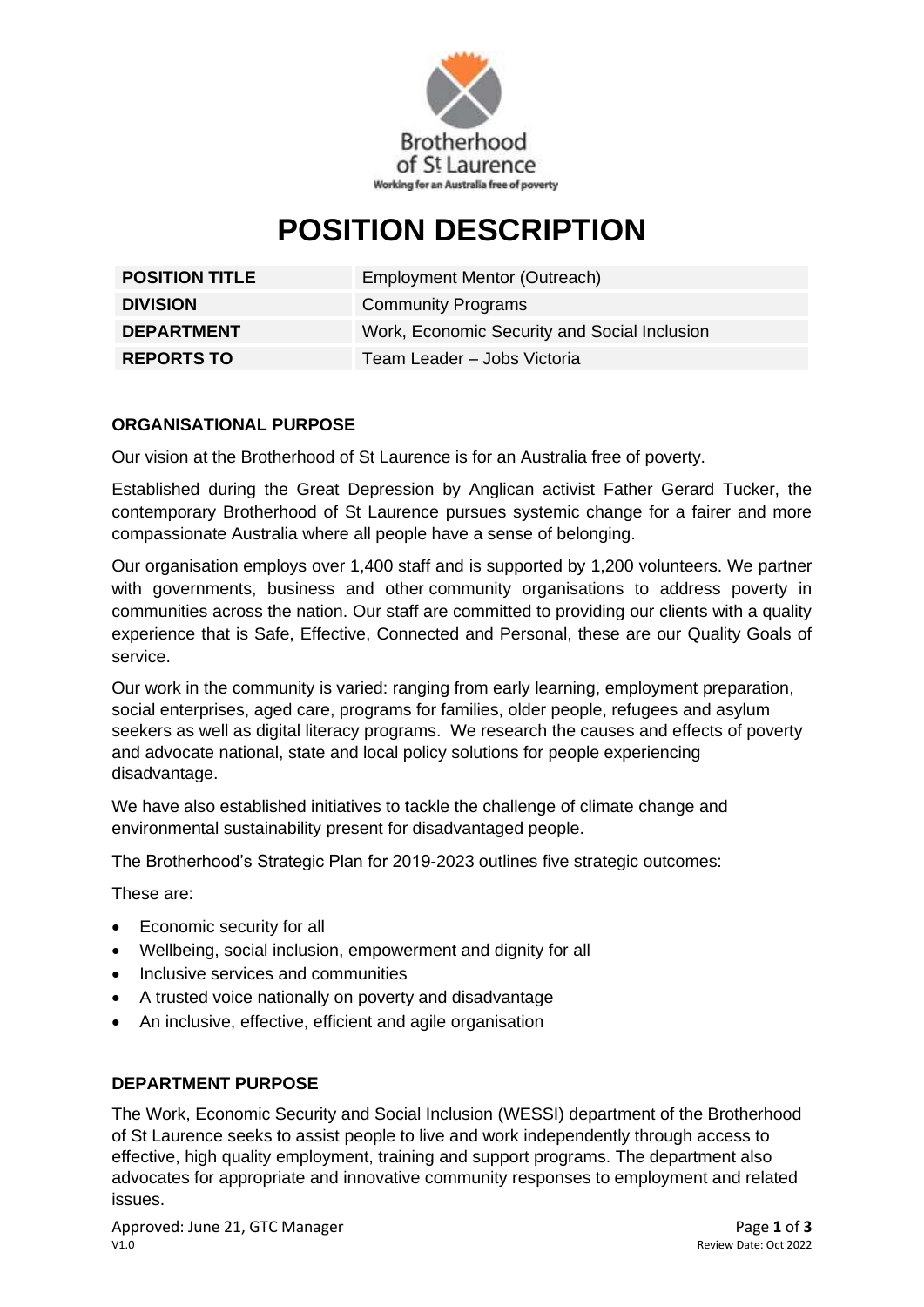# POSITION DESCRIPTION

| | |
|---|---|
| **POSITION TITLE** | Employment Mentor (Outreach) |
| **DIVISION** | Community Programs |
| **DEPARTMENT** | Work, Economic Security and Social Inclusion |
| **REPORTS TO** | Team Leader – Jobs Victoria |

### ORGANISATIONAL PURPOSE

Our vision at the Brotherhood of St Laurence is for an Australia free of poverty.

Established during the Great Depression by Anglican activist Father Gerard Tucker, the contemporary Brotherhood of St Laurence pursues systemic change for a fairer and more compassionate Australia where all people have a sense of belonging.

Our organisation employs over 1,400 staff and is supported by 1,200 volunteers. We partner with governments, business and other community organisations to address poverty in communities across the nation. Our staff are committed to providing our clients with a quality experience that is Safe, Effective, Connected and Personal, these are our Quality Goals of service.

Our work in the community is varied: ranging from early learning, employment preparation, social enterprises, aged care, programs for families, older people, refugees and asylum seekers as well as digital literacy programs. We research the causes and effects of poverty and advocate national, state and local policy solutions for people experiencing disadvantage.

We have also established initiatives to tackle the challenge of climate change and environmental sustainability present for disadvantaged people.

The Brotherhood's Strategic Plan for 2019-2023 outlines five strategic outcomes:

These are:

- Economic security for all
- Wellbeing, social inclusion, empowerment and dignity for all
- Inclusive services and communities
- A trusted voice nationally on poverty and disadvantage
- An inclusive, effective, efficient and agile organisation

### DEPARTMENT PURPOSE

The Work, Economic Security and Social Inclusion (WESSI) department of the Brotherhood of St Laurence seeks to assist people to live and work independently through access to effective, high quality employment, training and support programs. The department also advocates for appropriate and innovative community responses to employment and related issues.

Approved: June 21, GTC Manager
V1.0
Review Date: Oct 2022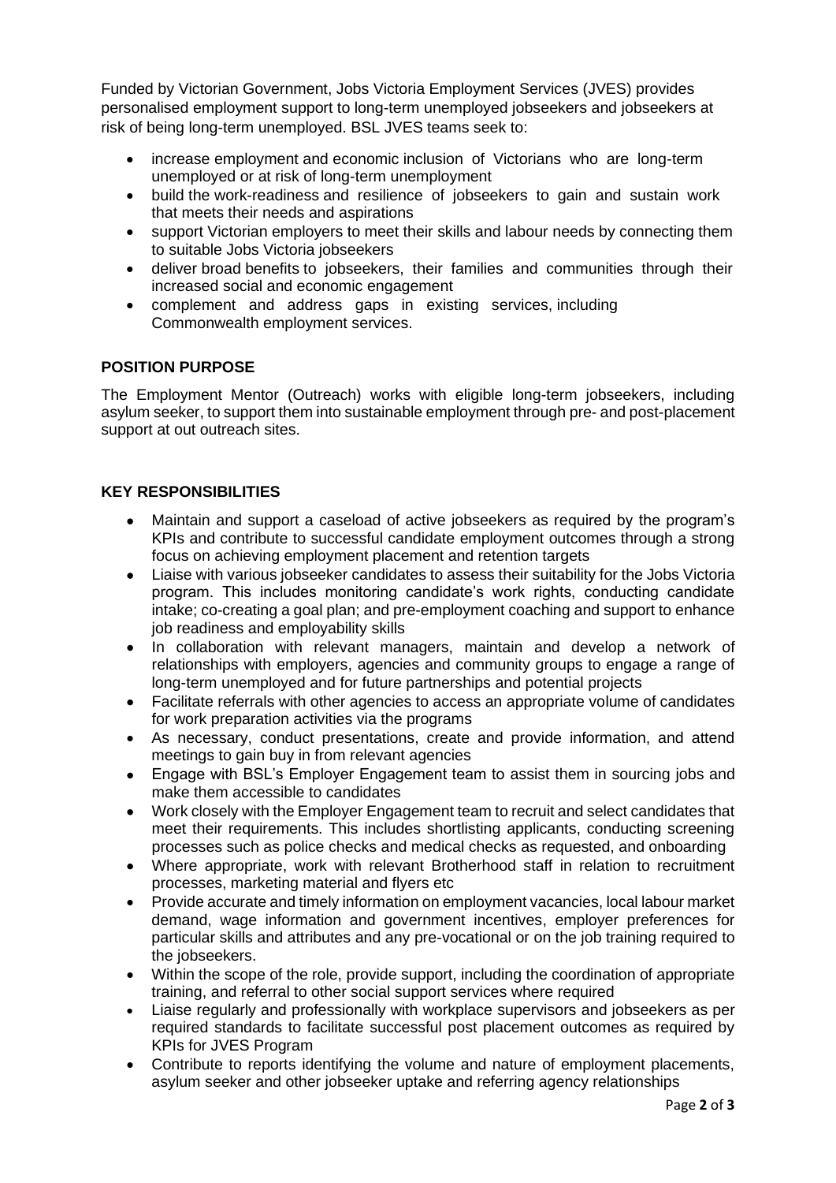Funded by Victorian Government, Jobs Victoria Employment Services (JVES) provides personalised employment support to long-term unemployed jobseekers and jobseekers at risk of being long-term unemployed. BSL JVES teams seek to:

- increase employment and economic inclusion of Victorians who are long-term unemployed or at risk of long-term unemployment
- build the work-readiness and resilience of jobseekers to gain and sustain work that meets their needs and aspirations
- support Victorian employers to meet their skills and labour needs by connecting them to suitable Jobs Victoria jobseekers
- deliver broad benefits to jobseekers, their families and communities through their increased social and economic engagement
- complement and address gaps in existing services, including Commonwealth employment services.

## POSITION PURPOSE

The Employment Mentor (Outreach) works with eligible long-term jobseekers, including asylum seeker, to support them into sustainable employment through pre- and post-placement support at out outreach sites.

## KEY RESPONSIBILITIES

- Maintain and support a caseload of active jobseekers as required by the program's KPIs and contribute to successful candidate employment outcomes through a strong focus on achieving employment placement and retention targets
- Liaise with various jobseeker candidates to assess their suitability for the Jobs Victoria program. This includes monitoring candidate's work rights, conducting candidate intake; co-creating a goal plan; and pre-employment coaching and support to enhance job readiness and employability skills
- In collaboration with relevant managers, maintain and develop a network of relationships with employers, agencies and community groups to engage a range of long-term unemployed and for future partnerships and potential projects
- Facilitate referrals with other agencies to access an appropriate volume of candidates for work preparation activities via the programs
- As necessary, conduct presentations, create and provide information, and attend meetings to gain buy in from relevant agencies
- Engage with BSL's Employer Engagement team to assist them in sourcing jobs and make them accessible to candidates
- Work closely with the Employer Engagement team to recruit and select candidates that meet their requirements. This includes shortlisting applicants, conducting screening processes such as police checks and medical checks as requested, and onboarding
- Where appropriate, work with relevant Brotherhood staff in relation to recruitment processes, marketing material and flyers etc
- Provide accurate and timely information on employment vacancies, local labour market demand, wage information and government incentives, employer preferences for particular skills and attributes and any pre-vocational or on the job training required to the jobseekers.
- Within the scope of the role, provide support, including the coordination of appropriate training, and referral to other social support services where required
- Liaise regularly and professionally with workplace supervisors and jobseekers as per required standards to facilitate successful post placement outcomes as required by KPIs for JVES Program
- Contribute to reports identifying the volume and nature of employment placements, asylum seeker and other jobseeker uptake and referring agency relationships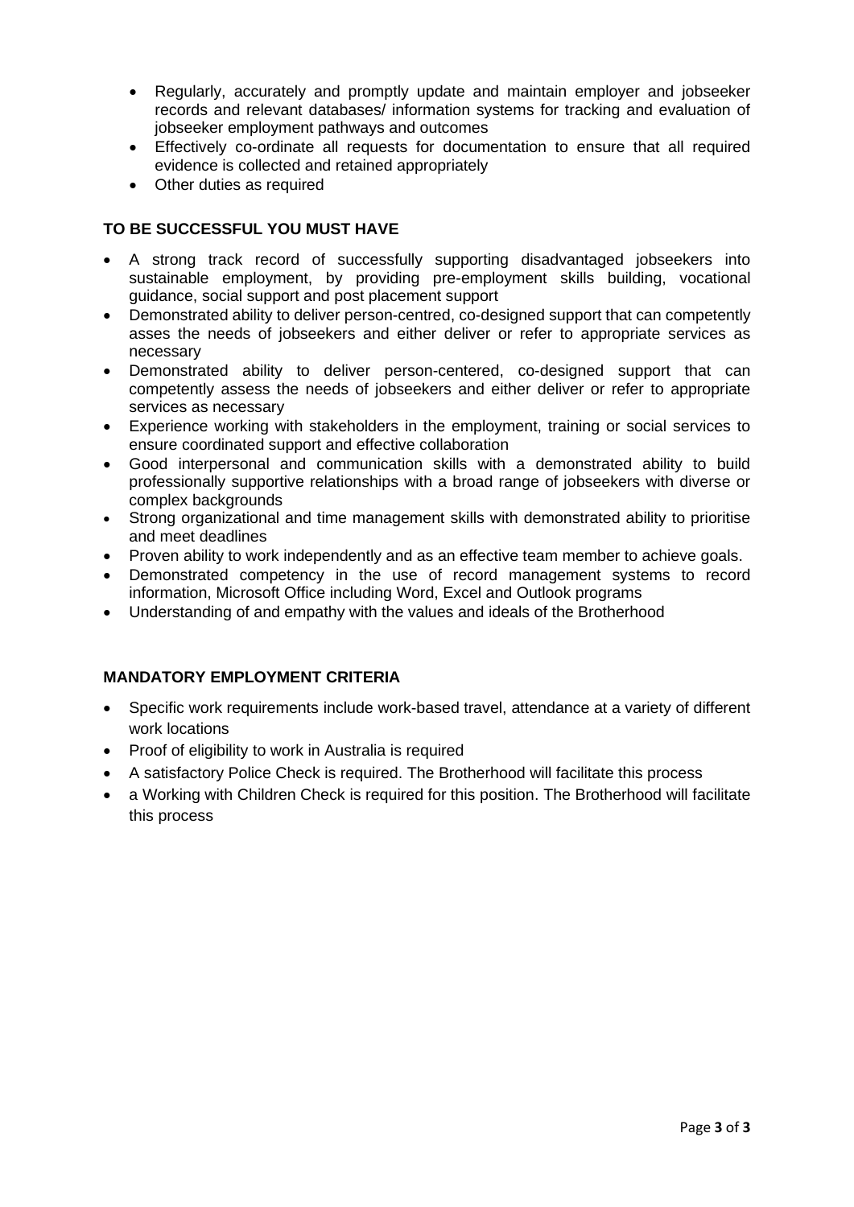- Regularly, accurately and promptly update and maintain employer and jobseeker records and relevant databases/ information systems for tracking and evaluation of jobseeker employment pathways and outcomes
- Effectively co-ordinate all requests for documentation to ensure that all required evidence is collected and retained appropriately
- Other duties as required

**TO BE SUCCESSFUL YOU MUST HAVE**

- A strong track record of successfully supporting disadvantaged jobseekers into sustainable employment, by providing pre-employment skills building, vocational guidance, social support and post placement support
- Demonstrated ability to deliver person-centred, co-designed support that can competently asses the needs of jobseekers and either deliver or refer to appropriate services as necessary
- Demonstrated ability to deliver person-centered, co-designed support that can competently assess the needs of jobseekers and either deliver or refer to appropriate services as necessary
- Experience working with stakeholders in the employment, training or social services to ensure coordinated support and effective collaboration
- Good interpersonal and communication skills with a demonstrated ability to build professionally supportive relationships with a broad range of jobseekers with diverse or complex backgrounds
- Strong organizational and time management skills with demonstrated ability to prioritise and meet deadlines
- Proven ability to work independently and as an effective team member to achieve goals.
- Demonstrated competency in the use of record management systems to record information, Microsoft Office including Word, Excel and Outlook programs
- Understanding of and empathy with the values and ideals of the Brotherhood

**MANDATORY EMPLOYMENT CRITERIA**

- Specific work requirements include work-based travel, attendance at a variety of different work locations
- Proof of eligibility to work in Australia is required
- A satisfactory Police Check is required. The Brotherhood will facilitate this process
- a Working with Children Check is required for this position. The Brotherhood will facilitate this process